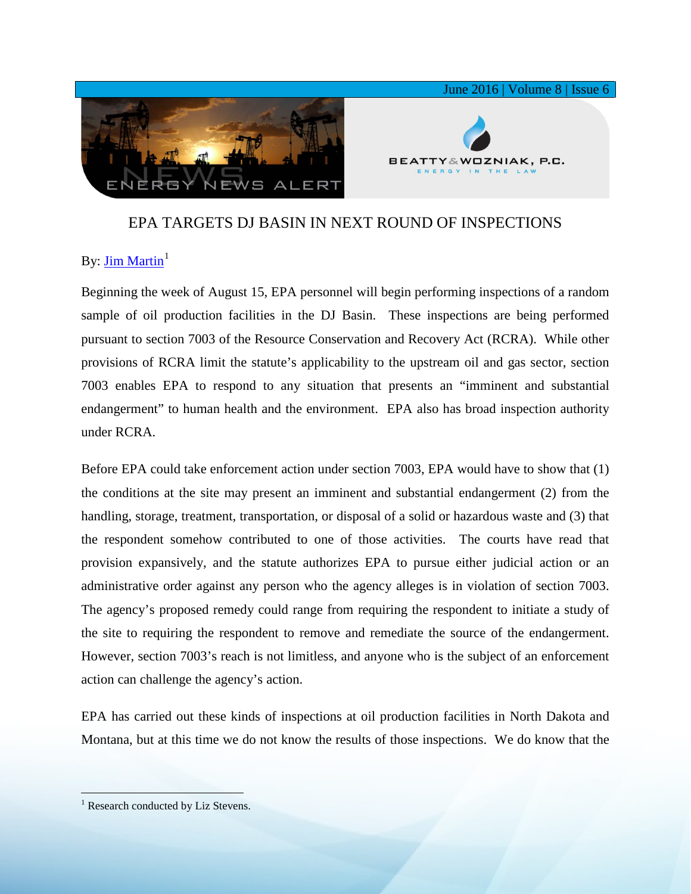# EPA TARGETS DJ BASIN IN NEXT ROUND OF INSPECTIONS

By: Jim Martin[1]

Beginning the week of August 15, EPA personnel will begin performing inspections of a random sample of oil production facilities in the DJ Basin. These inspections are being performed pursuant to section 7003 of the Resource Conservation and Recovery Act (RCRA). While other provisions of RCRA limit the statute's applicability to the upstream oil and gas sector, section 7003 enables EPA to respond to any situation that presents an "imminent and substantial endangerment" to human health and the environment. EPA also has broad inspection authority under RCRA.

Before EPA could take enforcement action under section 7003, EPA would have to show that (1) the conditions at the site may present an imminent and substantial endangerment (2) from the handling, storage, treatment, transportation, or disposal of a solid or hazardous waste and (3) that the respondent somehow contributed to one of those activities. The courts have read that provision expansively, and the statute authorizes EPA to pursue either judicial action or an administrative order against any person who the agency alleges is in violation of section 7003. The agency's proposed remedy could range from requiring the respondent to initiate a study of the site to requiring the respondent to remove and remediate the source of the endangerment. However, section 7003's reach is not limitless, and anyone who is the subject of an enforcement action can challenge the agency's action.

EPA has carried out these kinds of inspections at oil production facilities in North Dakota and Montana, but at this time we do not know the results of those inspections. We do know that the

[1] Research conducted by Liz Stevens.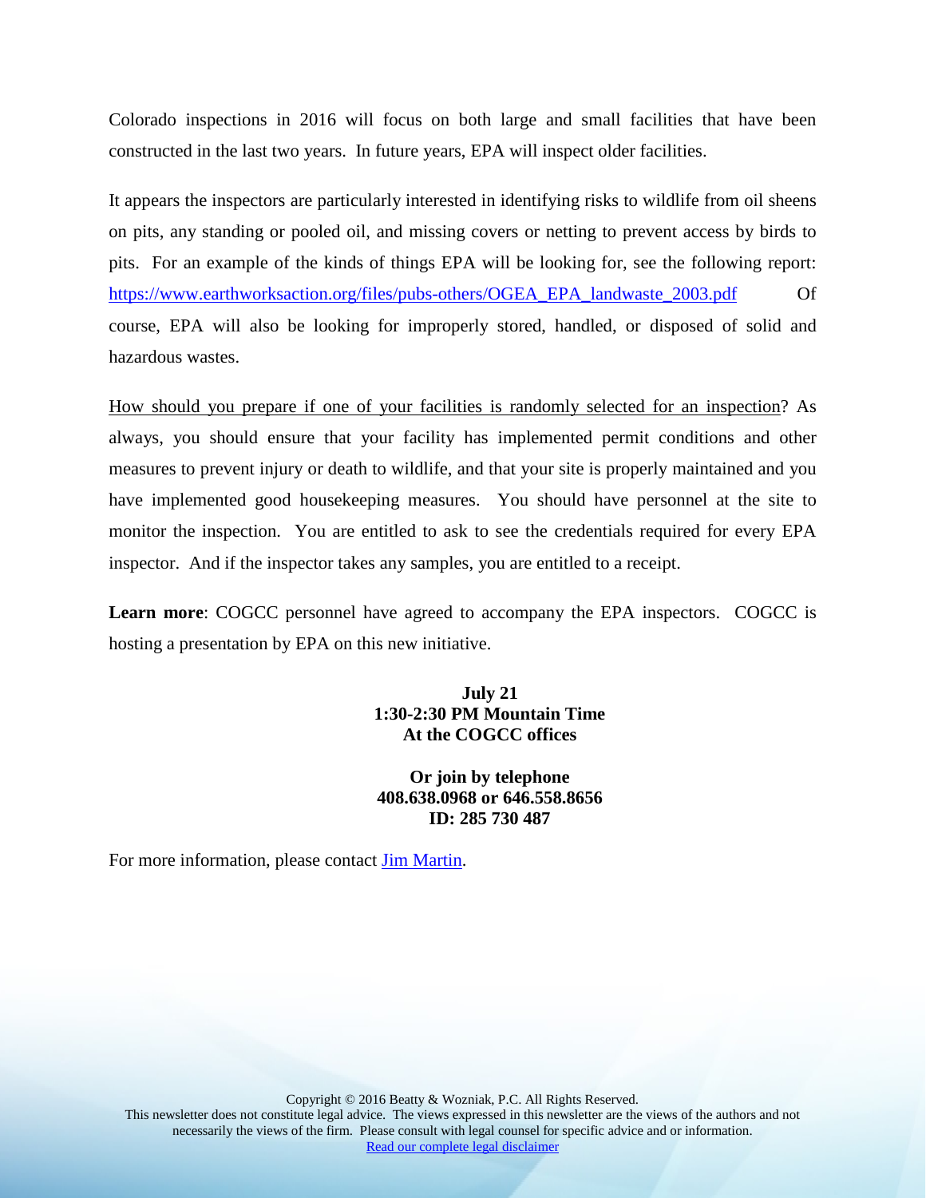Colorado inspections in 2016 will focus on both large and small facilities that have been constructed in the last two years. In future years, EPA will inspect older facilities.

It appears the inspectors are particularly interested in identifying risks to wildlife from oil sheens on pits, any standing or pooled oil, and missing covers or netting to prevent access by birds to pits. For an example of the kinds of things EPA will be looking for, see the following report: https://www.earthworksaction.org/files/pubs-others/OGEA_EPA_landwaste_2003.pdf Of course, EPA will also be looking for improperly stored, handled, or disposed of solid and hazardous wastes.

How should you prepare if one of your facilities is randomly selected for an inspection? As always, you should ensure that your facility has implemented permit conditions and other measures to prevent injury or death to wildlife, and that your site is properly maintained and you have implemented good housekeeping measures. You should have personnel at the site to monitor the inspection. You are entitled to ask to see the credentials required for every EPA inspector. And if the inspector takes any samples, you are entitled to a receipt.

**Learn more**: COGCC personnel have agreed to accompany the EPA inspectors. COGCC is hosting a presentation by EPA on this new initiative.

**July 21**
**1:30-2:30 PM Mountain Time**
**At the COGCC offices**

**Or join by telephone**
**408.638.0968 or 646.558.8656**
**ID: 285 730 487**

For more information, please contact Jim Martin.

Copyright © 2016 Beatty & Wozniak, P.C. All Rights Reserved.
This newsletter does not constitute legal advice. The views expressed in this newsletter are the views of the authors and not necessarily the views of the firm. Please consult with legal counsel for specific advice and or information.
Read our complete legal disclaimer